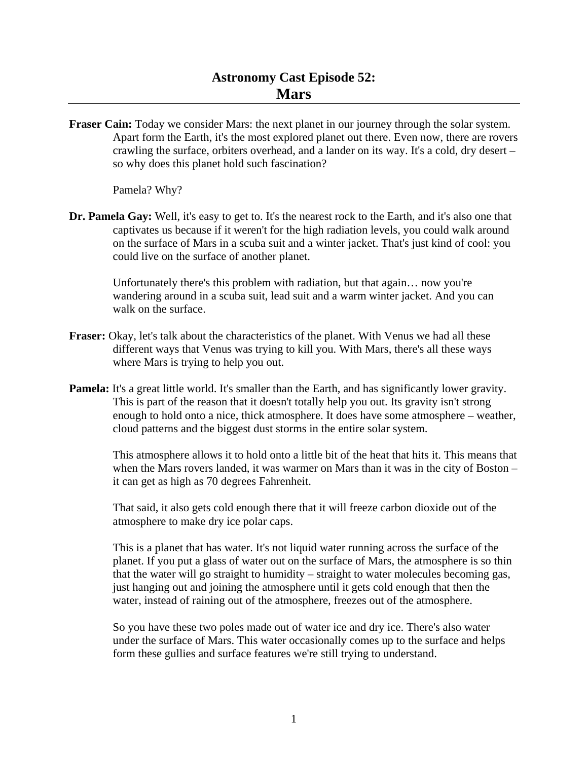# Astronomy Cast Episode 52:
# Mars

**Fraser Cain:** Today we consider Mars: the next planet in our journey through the solar system. Apart form the Earth, it's the most explored planet out there. Even now, there are rovers crawling the surface, orbiters overhead, and a lander on its way. It's a cold, dry desert – so why does this planet hold such fascination?

Pamela? Why?

**Dr. Pamela Gay:** Well, it's easy to get to. It's the nearest rock to the Earth, and it's also one that captivates us because if it weren't for the high radiation levels, you could walk around on the surface of Mars in a scuba suit and a winter jacket. That's just kind of cool: you could live on the surface of another planet.

Unfortunately there's this problem with radiation, but that again… now you're wandering around in a scuba suit, lead suit and a warm winter jacket. And you can walk on the surface.

**Fraser:** Okay, let's talk about the characteristics of the planet. With Venus we had all these different ways that Venus was trying to kill you. With Mars, there's all these ways where Mars is trying to help you out.

**Pamela:** It's a great little world. It's smaller than the Earth, and has significantly lower gravity. This is part of the reason that it doesn't totally help you out. Its gravity isn't strong enough to hold onto a nice, thick atmosphere. It does have some atmosphere – weather, cloud patterns and the biggest dust storms in the entire solar system.

This atmosphere allows it to hold onto a little bit of the heat that hits it. This means that when the Mars rovers landed, it was warmer on Mars than it was in the city of Boston – it can get as high as 70 degrees Fahrenheit.

That said, it also gets cold enough there that it will freeze carbon dioxide out of the atmosphere to make dry ice polar caps.

This is a planet that has water. It's not liquid water running across the surface of the planet. If you put a glass of water out on the surface of Mars, the atmosphere is so thin that the water will go straight to humidity – straight to water molecules becoming gas, just hanging out and joining the atmosphere until it gets cold enough that then the water, instead of raining out of the atmosphere, freezes out of the atmosphere.

So you have these two poles made out of water ice and dry ice. There's also water under the surface of Mars. This water occasionally comes up to the surface and helps form these gullies and surface features we're still trying to understand.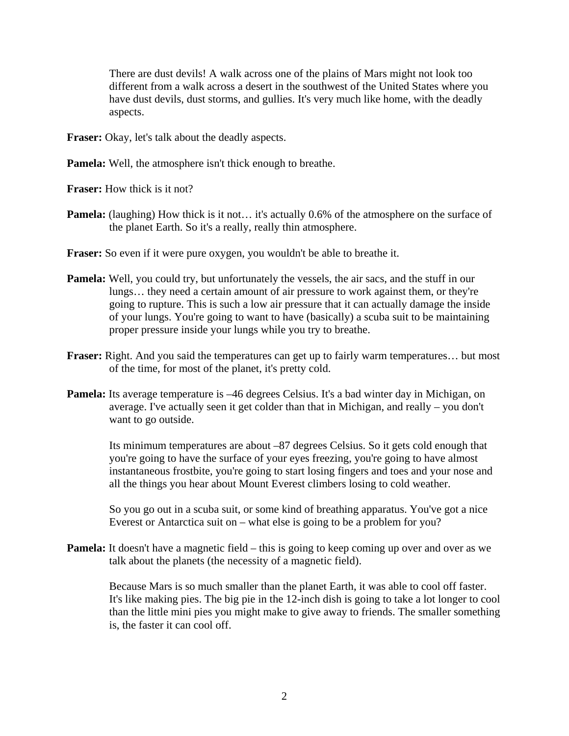There are dust devils! A walk across one of the plains of Mars might not look too different from a walk across a desert in the southwest of the United States where you have dust devils, dust storms, and gullies. It's very much like home, with the deadly aspects.

**Fraser:** Okay, let's talk about the deadly aspects.

**Pamela:** Well, the atmosphere isn't thick enough to breathe.

**Fraser:** How thick is it not?

**Pamela:** (laughing) How thick is it not… it's actually 0.6% of the atmosphere on the surface of the planet Earth. So it's a really, really thin atmosphere.

**Fraser:** So even if it were pure oxygen, you wouldn't be able to breathe it.

**Pamela:** Well, you could try, but unfortunately the vessels, the air sacs, and the stuff in our lungs… they need a certain amount of air pressure to work against them, or they're going to rupture. This is such a low air pressure that it can actually damage the inside of your lungs. You're going to want to have (basically) a scuba suit to be maintaining proper pressure inside your lungs while you try to breathe.

**Fraser:** Right. And you said the temperatures can get up to fairly warm temperatures… but most of the time, for most of the planet, it's pretty cold.

**Pamela:** Its average temperature is –46 degrees Celsius. It's a bad winter day in Michigan, on average. I've actually seen it get colder than that in Michigan, and really – you don't want to go outside.

Its minimum temperatures are about –87 degrees Celsius. So it gets cold enough that you're going to have the surface of your eyes freezing, you're going to have almost instantaneous frostbite, you're going to start losing fingers and toes and your nose and all the things you hear about Mount Everest climbers losing to cold weather.

So you go out in a scuba suit, or some kind of breathing apparatus. You've got a nice Everest or Antarctica suit on – what else is going to be a problem for you?

**Pamela:** It doesn't have a magnetic field – this is going to keep coming up over and over as we talk about the planets (the necessity of a magnetic field).

Because Mars is so much smaller than the planet Earth, it was able to cool off faster. It's like making pies. The big pie in the 12-inch dish is going to take a lot longer to cool than the little mini pies you might make to give away to friends. The smaller something is, the faster it can cool off.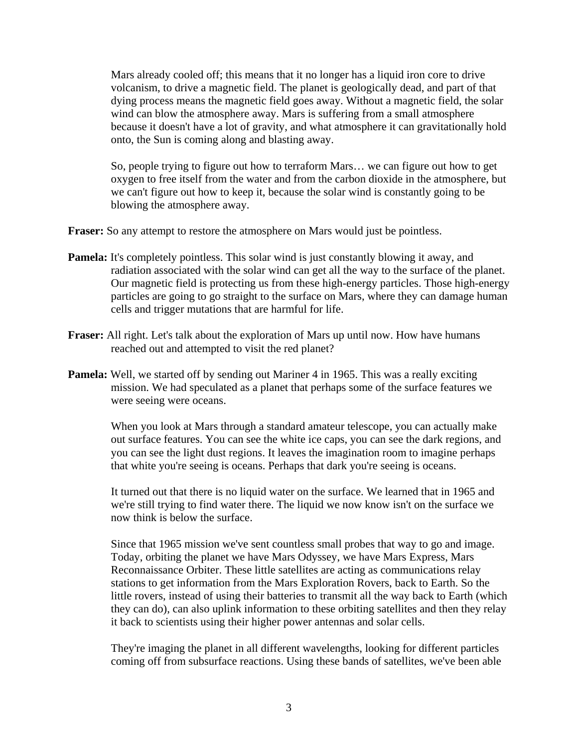Mars already cooled off; this means that it no longer has a liquid iron core to drive volcanism, to drive a magnetic field. The planet is geologically dead, and part of that dying process means the magnetic field goes away. Without a magnetic field, the solar wind can blow the atmosphere away. Mars is suffering from a small atmosphere because it doesn't have a lot of gravity, and what atmosphere it can gravitationally hold onto, the Sun is coming along and blasting away.

So, people trying to figure out how to terraform Mars… we can figure out how to get oxygen to free itself from the water and from the carbon dioxide in the atmosphere, but we can't figure out how to keep it, because the solar wind is constantly going to be blowing the atmosphere away.

**Fraser:** So any attempt to restore the atmosphere on Mars would just be pointless.

**Pamela:** It's completely pointless. This solar wind is just constantly blowing it away, and radiation associated with the solar wind can get all the way to the surface of the planet. Our magnetic field is protecting us from these high-energy particles. Those high-energy particles are going to go straight to the surface on Mars, where they can damage human cells and trigger mutations that are harmful for life.

**Fraser:** All right. Let's talk about the exploration of Mars up until now. How have humans reached out and attempted to visit the red planet?

**Pamela:** Well, we started off by sending out Mariner 4 in 1965. This was a really exciting mission. We had speculated as a planet that perhaps some of the surface features we were seeing were oceans.

When you look at Mars through a standard amateur telescope, you can actually make out surface features. You can see the white ice caps, you can see the dark regions, and you can see the light dust regions. It leaves the imagination room to imagine perhaps that white you're seeing is oceans. Perhaps that dark you're seeing is oceans.

It turned out that there is no liquid water on the surface. We learned that in 1965 and we're still trying to find water there. The liquid we now know isn't on the surface we now think is below the surface.

Since that 1965 mission we've sent countless small probes that way to go and image. Today, orbiting the planet we have Mars Odyssey, we have Mars Express, Mars Reconnaissance Orbiter. These little satellites are acting as communications relay stations to get information from the Mars Exploration Rovers, back to Earth. So the little rovers, instead of using their batteries to transmit all the way back to Earth (which they can do), can also uplink information to these orbiting satellites and then they relay it back to scientists using their higher power antennas and solar cells.

They're imaging the planet in all different wavelengths, looking for different particles coming off from subsurface reactions. Using these bands of satellites, we've been able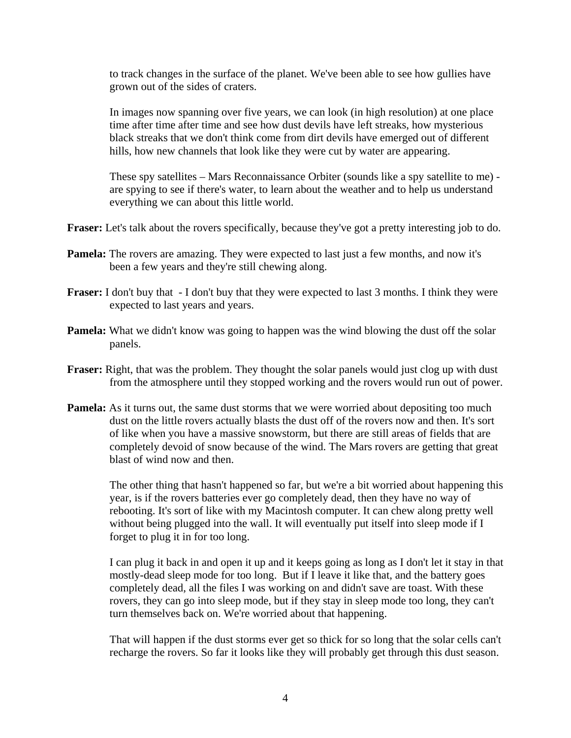to track changes in the surface of the planet. We've been able to see how gullies have grown out of the sides of craters.

In images now spanning over five years, we can look (in high resolution) at one place time after time after time and see how dust devils have left streaks, how mysterious black streaks that we don't think come from dirt devils have emerged out of different hills, how new channels that look like they were cut by water are appearing.

These spy satellites – Mars Reconnaissance Orbiter (sounds like a spy satellite to me) - are spying to see if there's water, to learn about the weather and to help us understand everything we can about this little world.

**Fraser:** Let's talk about the rovers specifically, because they've got a pretty interesting job to do.

**Pamela:** The rovers are amazing. They were expected to last just a few months, and now it's been a few years and they're still chewing along.

**Fraser:** I don't buy that - I don't buy that they were expected to last 3 months. I think they were expected to last years and years.

**Pamela:** What we didn't know was going to happen was the wind blowing the dust off the solar panels.

**Fraser:** Right, that was the problem. They thought the solar panels would just clog up with dust from the atmosphere until they stopped working and the rovers would run out of power.

**Pamela:** As it turns out, the same dust storms that we were worried about depositing too much dust on the little rovers actually blasts the dust off of the rovers now and then. It's sort of like when you have a massive snowstorm, but there are still areas of fields that are completely devoid of snow because of the wind. The Mars rovers are getting that great blast of wind now and then.

The other thing that hasn't happened so far, but we're a bit worried about happening this year, is if the rovers batteries ever go completely dead, then they have no way of rebooting. It's sort of like with my Macintosh computer. It can chew along pretty well without being plugged into the wall. It will eventually put itself into sleep mode if I forget to plug it in for too long.

I can plug it back in and open it up and it keeps going as long as I don't let it stay in that mostly-dead sleep mode for too long. But if I leave it like that, and the battery goes completely dead, all the files I was working on and didn't save are toast. With these rovers, they can go into sleep mode, but if they stay in sleep mode too long, they can't turn themselves back on. We're worried about that happening.

That will happen if the dust storms ever get so thick for so long that the solar cells can't recharge the rovers. So far it looks like they will probably get through this dust season.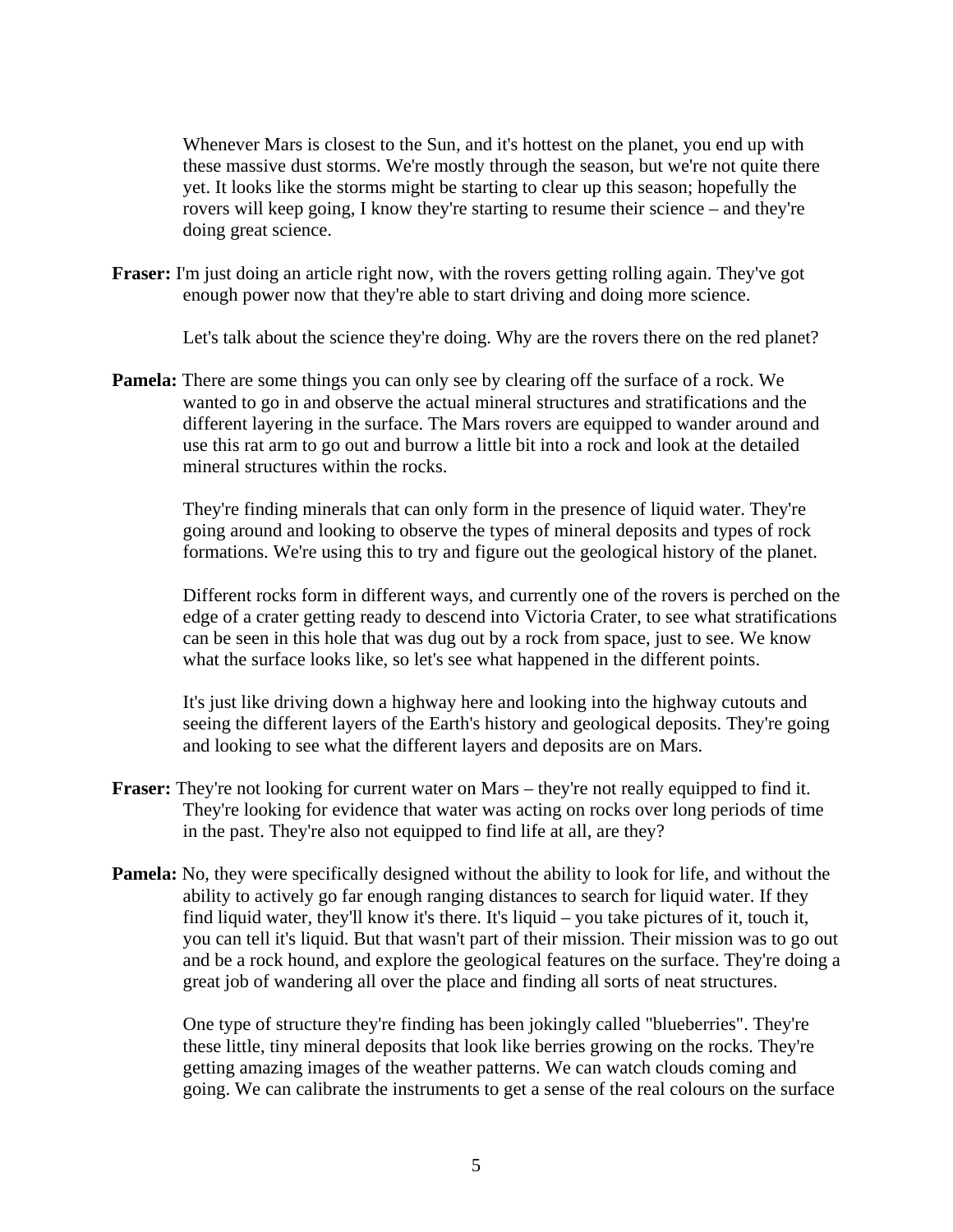Whenever Mars is closest to the Sun, and it's hottest on the planet, you end up with these massive dust storms. We're mostly through the season, but we're not quite there yet. It looks like the storms might be starting to clear up this season; hopefully the rovers will keep going, I know they're starting to resume their science – and they're doing great science.

**Fraser:** I'm just doing an article right now, with the rovers getting rolling again. They've got enough power now that they're able to start driving and doing more science.

Let's talk about the science they're doing. Why are the rovers there on the red planet?

**Pamela:** There are some things you can only see by clearing off the surface of a rock. We wanted to go in and observe the actual mineral structures and stratifications and the different layering in the surface. The Mars rovers are equipped to wander around and use this rat arm to go out and burrow a little bit into a rock and look at the detailed mineral structures within the rocks.

They're finding minerals that can only form in the presence of liquid water. They're going around and looking to observe the types of mineral deposits and types of rock formations. We're using this to try and figure out the geological history of the planet.

Different rocks form in different ways, and currently one of the rovers is perched on the edge of a crater getting ready to descend into Victoria Crater, to see what stratifications can be seen in this hole that was dug out by a rock from space, just to see. We know what the surface looks like, so let's see what happened in the different points.

It's just like driving down a highway here and looking into the highway cutouts and seeing the different layers of the Earth's history and geological deposits. They're going and looking to see what the different layers and deposits are on Mars.

**Fraser:** They're not looking for current water on Mars – they're not really equipped to find it. They're looking for evidence that water was acting on rocks over long periods of time in the past. They're also not equipped to find life at all, are they?

**Pamela:** No, they were specifically designed without the ability to look for life, and without the ability to actively go far enough ranging distances to search for liquid water. If they find liquid water, they'll know it's there. It's liquid – you take pictures of it, touch it, you can tell it's liquid. But that wasn't part of their mission. Their mission was to go out and be a rock hound, and explore the geological features on the surface. They're doing a great job of wandering all over the place and finding all sorts of neat structures.

One type of structure they're finding has been jokingly called "blueberries". They're these little, tiny mineral deposits that look like berries growing on the rocks. They're getting amazing images of the weather patterns. We can watch clouds coming and going. We can calibrate the instruments to get a sense of the real colours on the surface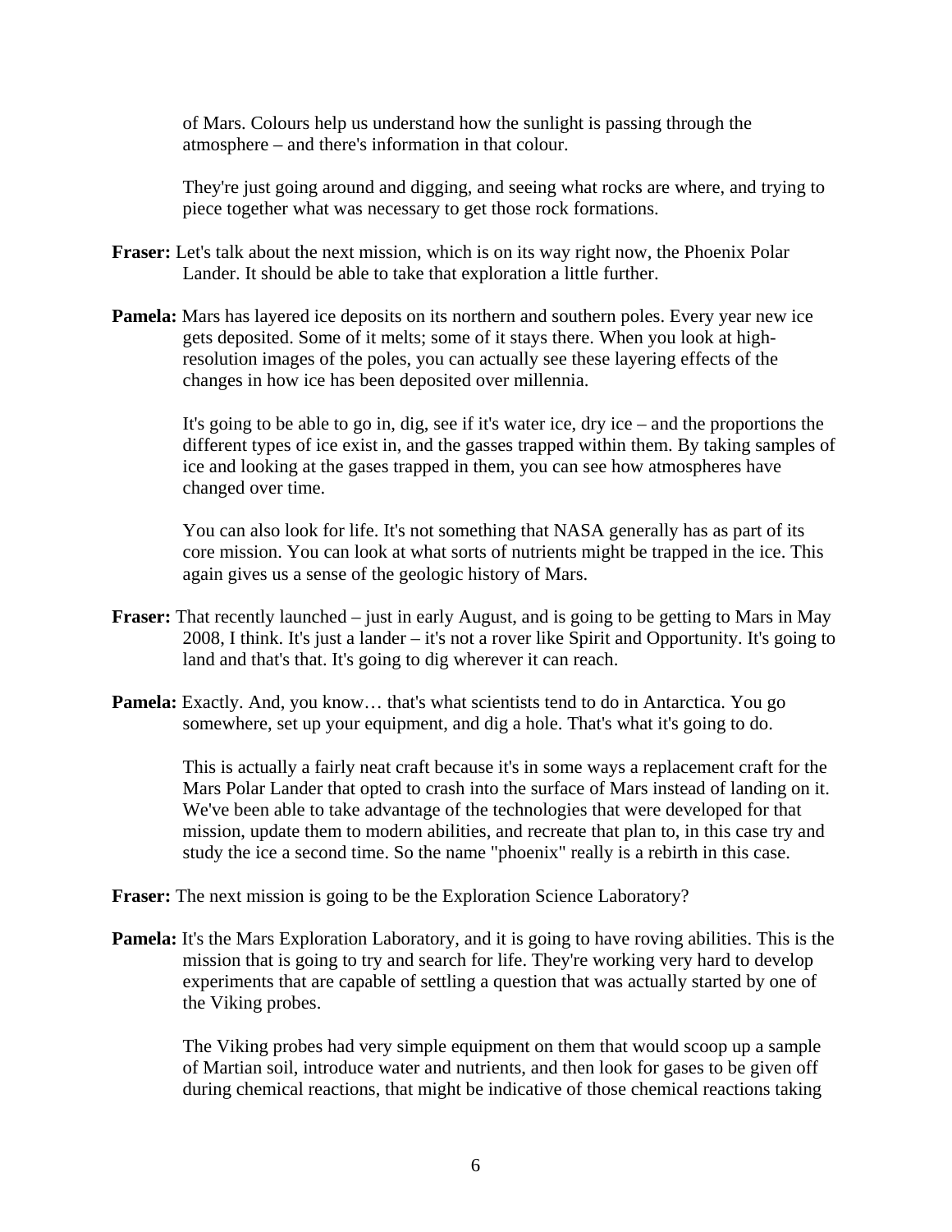of Mars. Colours help us understand how the sunlight is passing through the atmosphere – and there's information in that colour.

They're just going around and digging, and seeing what rocks are where, and trying to piece together what was necessary to get those rock formations.

**Fraser:** Let's talk about the next mission, which is on its way right now, the Phoenix Polar Lander. It should be able to take that exploration a little further.

**Pamela:** Mars has layered ice deposits on its northern and southern poles. Every year new ice gets deposited. Some of it melts; some of it stays there. When you look at high-resolution images of the poles, you can actually see these layering effects of the changes in how ice has been deposited over millennia.

It's going to be able to go in, dig, see if it's water ice, dry ice – and the proportions the different types of ice exist in, and the gasses trapped within them. By taking samples of ice and looking at the gases trapped in them, you can see how atmospheres have changed over time.

You can also look for life. It's not something that NASA generally has as part of its core mission. You can look at what sorts of nutrients might be trapped in the ice. This again gives us a sense of the geologic history of Mars.

**Fraser:** That recently launched – just in early August, and is going to be getting to Mars in May 2008, I think. It's just a lander – it's not a rover like Spirit and Opportunity. It's going to land and that's that. It's going to dig wherever it can reach.

**Pamela:** Exactly. And, you know… that's what scientists tend to do in Antarctica. You go somewhere, set up your equipment, and dig a hole. That's what it's going to do.

This is actually a fairly neat craft because it's in some ways a replacement craft for the Mars Polar Lander that opted to crash into the surface of Mars instead of landing on it. We've been able to take advantage of the technologies that were developed for that mission, update them to modern abilities, and recreate that plan to, in this case try and study the ice a second time. So the name "phoenix" really is a rebirth in this case.

**Fraser:** The next mission is going to be the Exploration Science Laboratory?

**Pamela:** It's the Mars Exploration Laboratory, and it is going to have roving abilities. This is the mission that is going to try and search for life. They're working very hard to develop experiments that are capable of settling a question that was actually started by one of the Viking probes.

The Viking probes had very simple equipment on them that would scoop up a sample of Martian soil, introduce water and nutrients, and then look for gases to be given off during chemical reactions, that might be indicative of those chemical reactions taking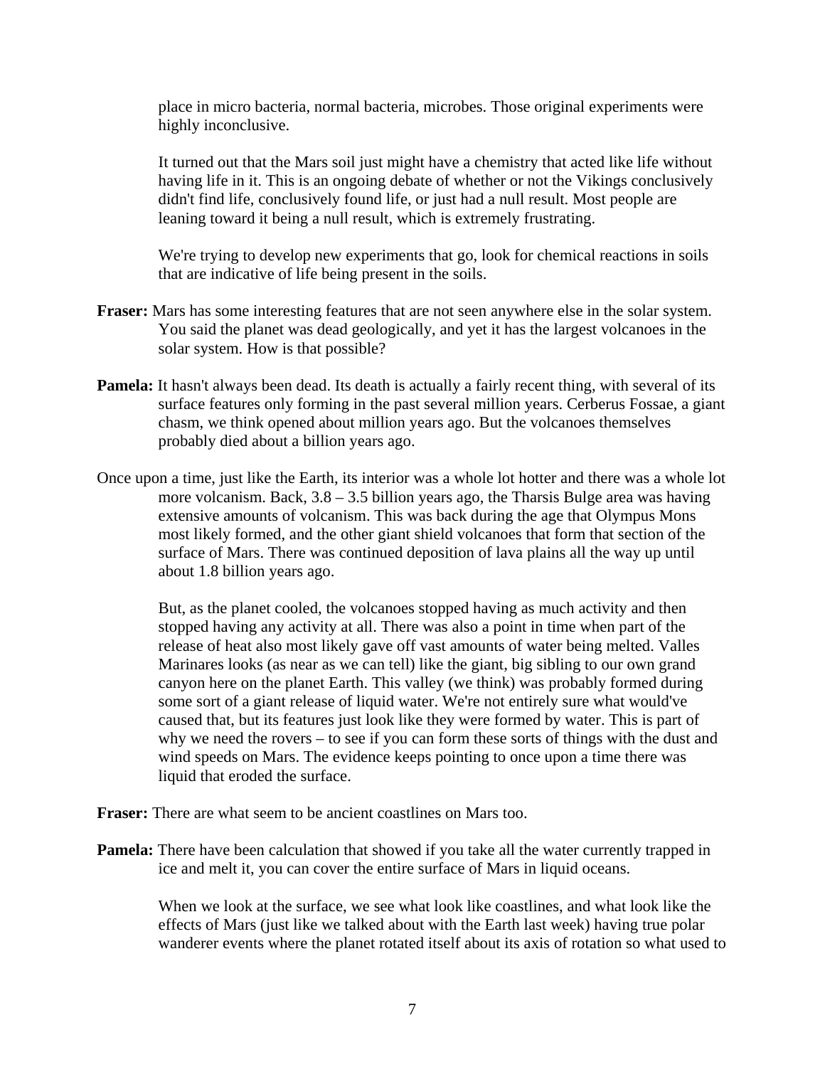place in micro bacteria, normal bacteria, microbes. Those original experiments were highly inconclusive.

It turned out that the Mars soil just might have a chemistry that acted like life without having life in it. This is an ongoing debate of whether or not the Vikings conclusively didn't find life, conclusively found life, or just had a null result. Most people are leaning toward it being a null result, which is extremely frustrating.

We're trying to develop new experiments that go, look for chemical reactions in soils that are indicative of life being present in the soils.

**Fraser:** Mars has some interesting features that are not seen anywhere else in the solar system. You said the planet was dead geologically, and yet it has the largest volcanoes in the solar system. How is that possible?

**Pamela:** It hasn't always been dead. Its death is actually a fairly recent thing, with several of its surface features only forming in the past several million years. Cerberus Fossae, a giant chasm, we think opened about million years ago. But the volcanoes themselves probably died about a billion years ago.

Once upon a time, just like the Earth, its interior was a whole lot hotter and there was a whole lot more volcanism. Back, 3.8 – 3.5 billion years ago, the Tharsis Bulge area was having extensive amounts of volcanism. This was back during the age that Olympus Mons most likely formed, and the other giant shield volcanoes that form that section of the surface of Mars. There was continued deposition of lava plains all the way up until about 1.8 billion years ago.

But, as the planet cooled, the volcanoes stopped having as much activity and then stopped having any activity at all. There was also a point in time when part of the release of heat also most likely gave off vast amounts of water being melted. Valles Marinares looks (as near as we can tell) like the giant, big sibling to our own grand canyon here on the planet Earth. This valley (we think) was probably formed during some sort of a giant release of liquid water. We're not entirely sure what would've caused that, but its features just look like they were formed by water. This is part of why we need the rovers – to see if you can form these sorts of things with the dust and wind speeds on Mars. The evidence keeps pointing to once upon a time there was liquid that eroded the surface.

**Fraser:** There are what seem to be ancient coastlines on Mars too.

**Pamela:** There have been calculation that showed if you take all the water currently trapped in ice and melt it, you can cover the entire surface of Mars in liquid oceans.

When we look at the surface, we see what look like coastlines, and what look like the effects of Mars (just like we talked about with the Earth last week) having true polar wanderer events where the planet rotated itself about its axis of rotation so what used to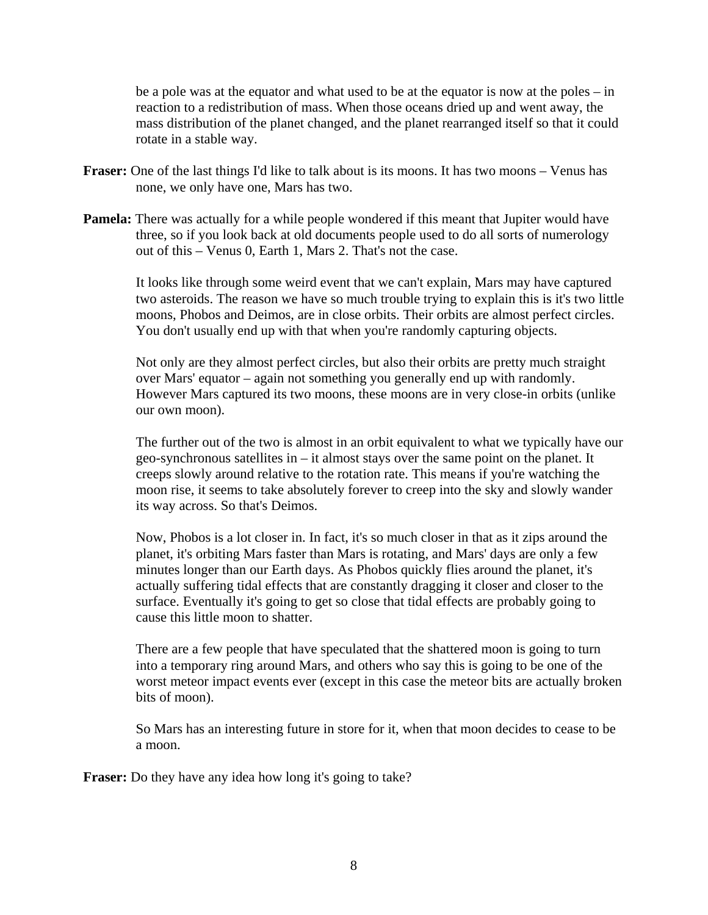be a pole was at the equator and what used to be at the equator is now at the poles – in reaction to a redistribution of mass. When those oceans dried up and went away, the mass distribution of the planet changed, and the planet rearranged itself so that it could rotate in a stable way.

**Fraser:** One of the last things I'd like to talk about is its moons. It has two moons – Venus has none, we only have one, Mars has two.

**Pamela:** There was actually for a while people wondered if this meant that Jupiter would have three, so if you look back at old documents people used to do all sorts of numerology out of this – Venus 0, Earth 1, Mars 2. That's not the case.

It looks like through some weird event that we can't explain, Mars may have captured two asteroids. The reason we have so much trouble trying to explain this is it's two little moons, Phobos and Deimos, are in close orbits. Their orbits are almost perfect circles. You don't usually end up with that when you're randomly capturing objects.

Not only are they almost perfect circles, but also their orbits are pretty much straight over Mars' equator – again not something you generally end up with randomly. However Mars captured its two moons, these moons are in very close-in orbits (unlike our own moon).

The further out of the two is almost in an orbit equivalent to what we typically have our geo-synchronous satellites in – it almost stays over the same point on the planet. It creeps slowly around relative to the rotation rate. This means if you're watching the moon rise, it seems to take absolutely forever to creep into the sky and slowly wander its way across. So that's Deimos.

Now, Phobos is a lot closer in. In fact, it's so much closer in that as it zips around the planet, it's orbiting Mars faster than Mars is rotating, and Mars' days are only a few minutes longer than our Earth days. As Phobos quickly flies around the planet, it's actually suffering tidal effects that are constantly dragging it closer and closer to the surface. Eventually it's going to get so close that tidal effects are probably going to cause this little moon to shatter.

There are a few people that have speculated that the shattered moon is going to turn into a temporary ring around Mars, and others who say this is going to be one of the worst meteor impact events ever (except in this case the meteor bits are actually broken bits of moon).

So Mars has an interesting future in store for it, when that moon decides to cease to be a moon.

**Fraser:** Do they have any idea how long it's going to take?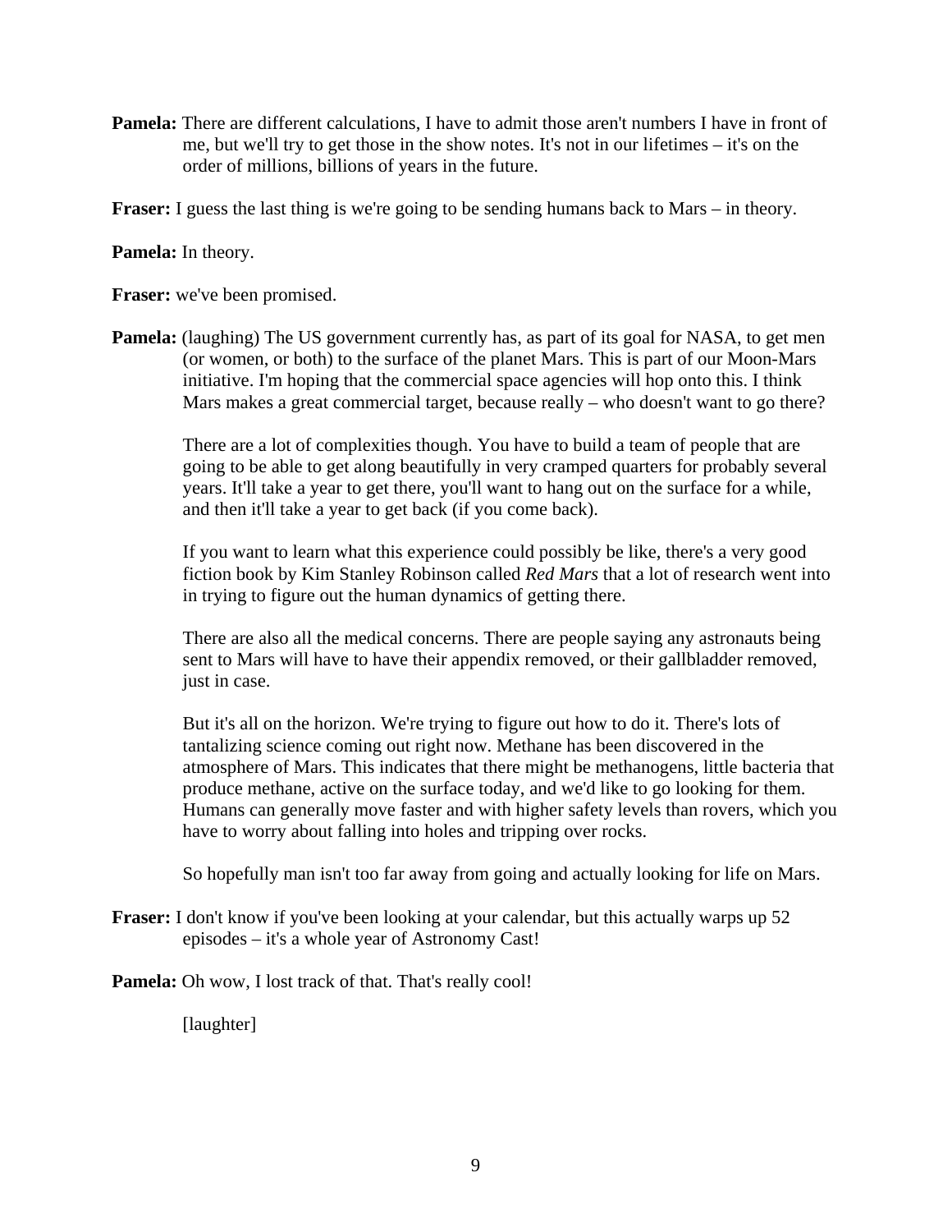**Pamela:** There are different calculations, I have to admit those aren't numbers I have in front of me, but we'll try to get those in the show notes. It's not in our lifetimes – it's on the order of millions, billions of years in the future.

**Fraser:** I guess the last thing is we're going to be sending humans back to Mars – in theory.

**Pamela:** In theory.

**Fraser:** we've been promised.

**Pamela:** (laughing) The US government currently has, as part of its goal for NASA, to get men (or women, or both) to the surface of the planet Mars. This is part of our Moon-Mars initiative. I'm hoping that the commercial space agencies will hop onto this. I think Mars makes a great commercial target, because really – who doesn't want to go there?

There are a lot of complexities though. You have to build a team of people that are going to be able to get along beautifully in very cramped quarters for probably several years. It'll take a year to get there, you'll want to hang out on the surface for a while, and then it'll take a year to get back (if you come back).

If you want to learn what this experience could possibly be like, there's a very good fiction book by Kim Stanley Robinson called *Red Mars* that a lot of research went into in trying to figure out the human dynamics of getting there.

There are also all the medical concerns. There are people saying any astronauts being sent to Mars will have to have their appendix removed, or their gallbladder removed, just in case.

But it's all on the horizon. We're trying to figure out how to do it. There's lots of tantalizing science coming out right now. Methane has been discovered in the atmosphere of Mars. This indicates that there might be methanogens, little bacteria that produce methane, active on the surface today, and we'd like to go looking for them. Humans can generally move faster and with higher safety levels than rovers, which you have to worry about falling into holes and tripping over rocks.

So hopefully man isn't too far away from going and actually looking for life on Mars.

**Fraser:** I don't know if you've been looking at your calendar, but this actually warps up 52 episodes – it's a whole year of Astronomy Cast!

**Pamela:** Oh wow, I lost track of that. That's really cool!

[laughter]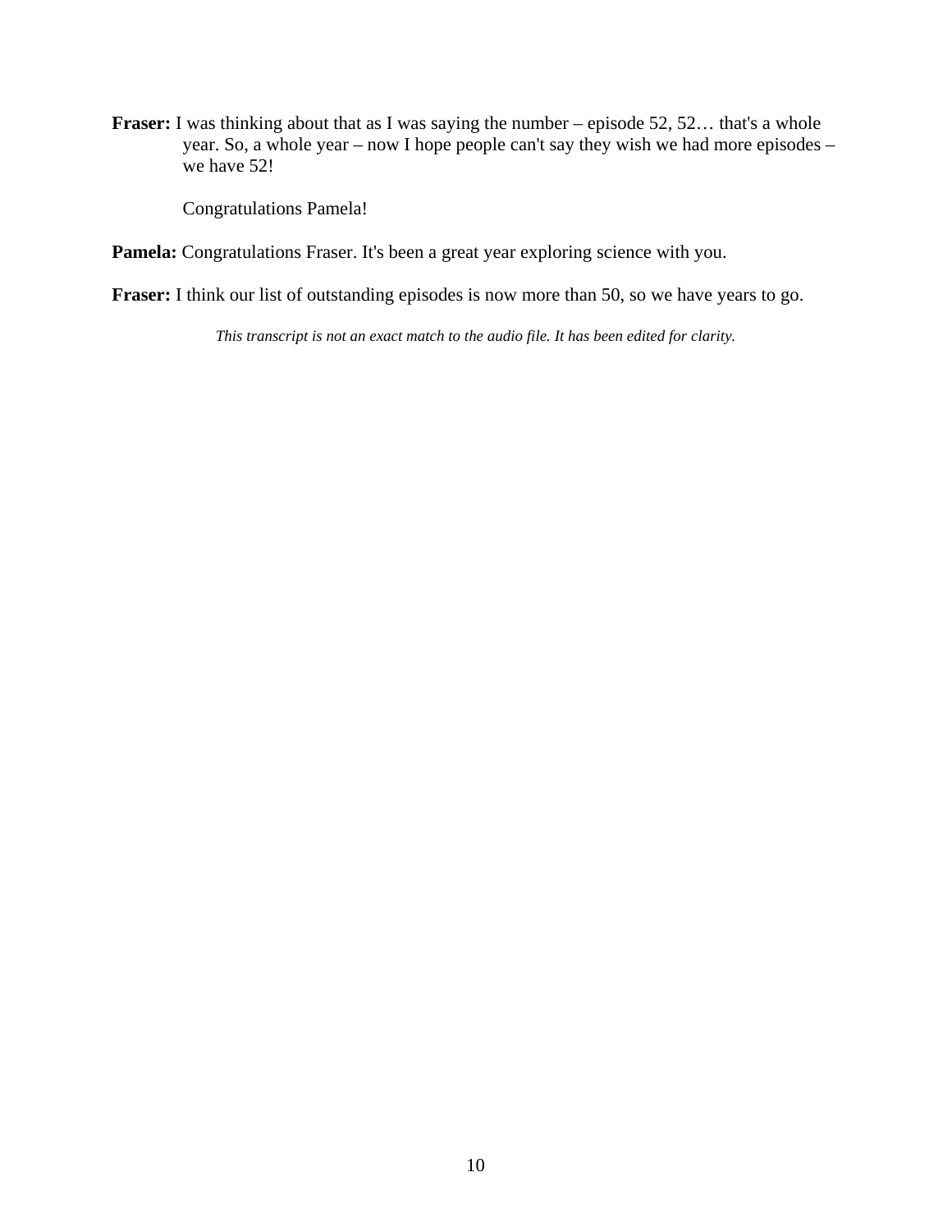**Fraser:** I was thinking about that as I was saying the number – episode 52, 52… that's a whole year. So, a whole year – now I hope people can't say they wish we had more episodes – we have 52!

Congratulations Pamela!

**Pamela:** Congratulations Fraser. It's been a great year exploring science with you.

**Fraser:** I think our list of outstanding episodes is now more than 50, so we have years to go.

*This transcript is not an exact match to the audio file. It has been edited for clarity.*